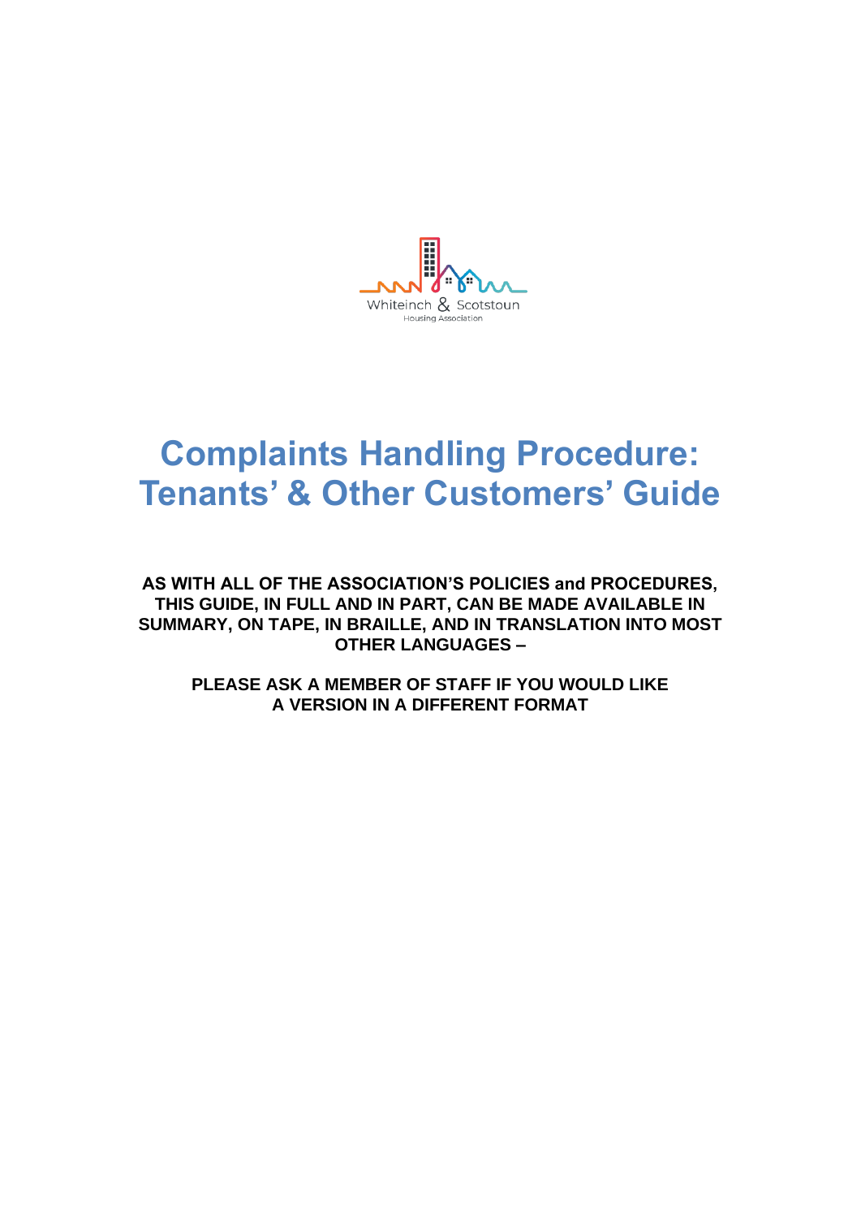Whiteinch & Scotstoun

Housing Association

# Complaints Handling Procedure: Tenants' & Other Customers' Guide

**AS WITH ALL OF THE ASSOCIATION'S POLICIES and PROCEDURES, THIS GUIDE, IN FULL AND IN PART, CAN BE MADE AVAILABLE IN SUMMARY, ON TAPE, IN BRAILLE, AND IN TRANSLATION INTO MOST OTHER LANGUAGES –**

**PLEASE ASK A MEMBER OF STAFF IF YOU WOULD LIKE A VERSION IN A DIFFERENT FORMAT**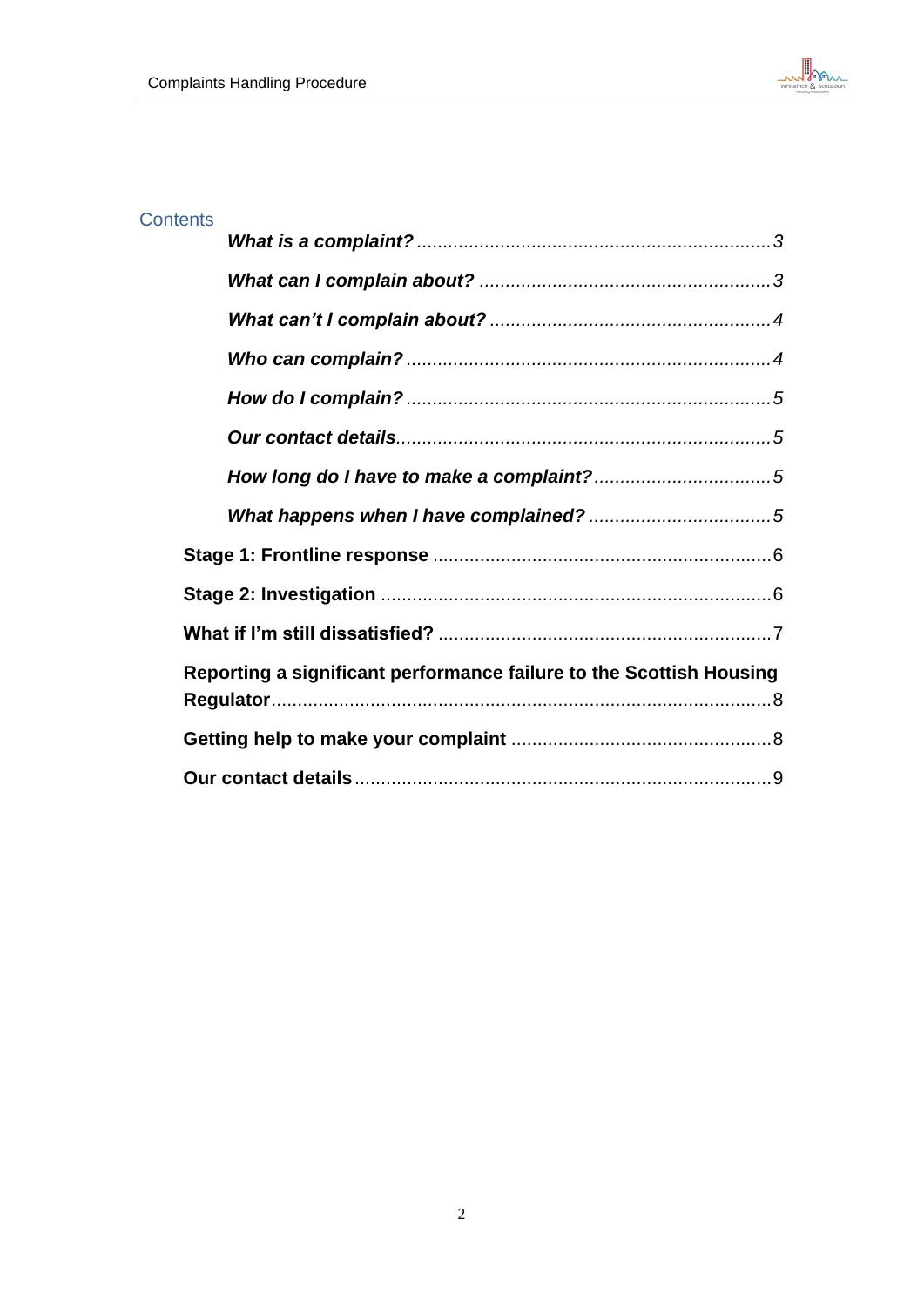## Contents

*What is a complaint?* .................................................................... 3

*What can I complain about?* ....................................................... 3

*What can't I complain about?* ..................................................... 4

*Who can complain?* ..................................................................... 4

*How do I complain?* ..................................................................... 5

*Our contact details* ....................................................................... 5

*How long do I have to make a complaint?* ................................. 5

*What happens when I have complained?* .................................. 5

**Stage 1: Frontline response** ................................................................ 6

**Stage 2: Investigation** ........................................................................... 6

**What if I'm still dissatisfied?** ................................................................ 7

**Reporting a significant performance failure to the Scottish Housing Regulator** ................................................................................................ 8

**Getting help to make your complaint** .................................................. 8

**Our contact details** ............................................................................... 9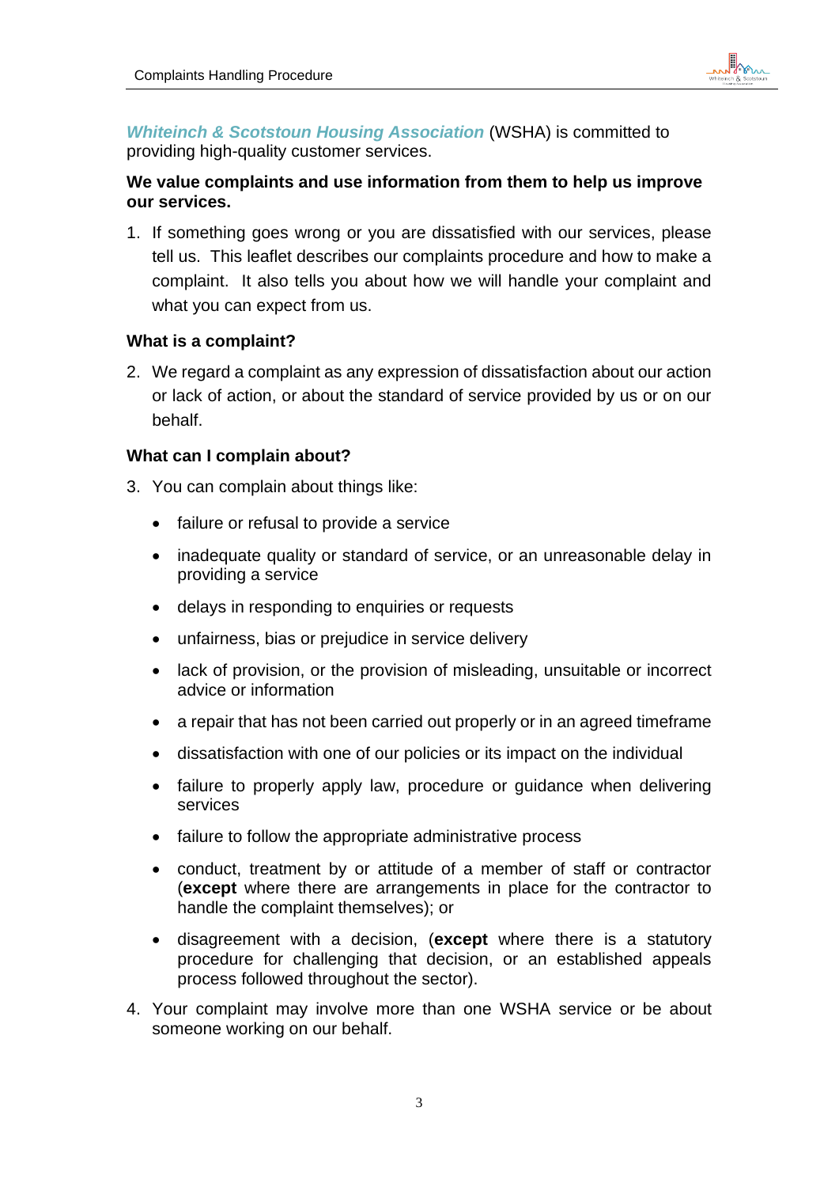***Whiteinch & Scotstoun Housing Association*** (WSHA) is committed to providing high-quality customer services.

**We value complaints and use information from them to help us improve our services.**

1. If something goes wrong or you are dissatisfied with our services, please tell us. This leaflet describes our complaints procedure and how to make a complaint. It also tells you about how we will handle your complaint and what you can expect from us.

**What is a complaint?**

2. We regard a complaint as any expression of dissatisfaction about our action or lack of action, or about the standard of service provided by us or on our behalf.

**What can I complain about?**

3. You can complain about things like:

   - failure or refusal to provide a service
   - inadequate quality or standard of service, or an unreasonable delay in providing a service
   - delays in responding to enquiries or requests
   - unfairness, bias or prejudice in service delivery
   - lack of provision, or the provision of misleading, unsuitable or incorrect advice or information
   - a repair that has not been carried out properly or in an agreed timeframe
   - dissatisfaction with one of our policies or its impact on the individual
   - failure to properly apply law, procedure or guidance when delivering services
   - failure to follow the appropriate administrative process
   - conduct, treatment by or attitude of a member of staff or contractor (**except** where there are arrangements in place for the contractor to handle the complaint themselves); or
   - disagreement with a decision, (**except** where there is a statutory procedure for challenging that decision, or an established appeals process followed throughout the sector).

4. Your complaint may involve more than one WSHA service or be about someone working on our behalf.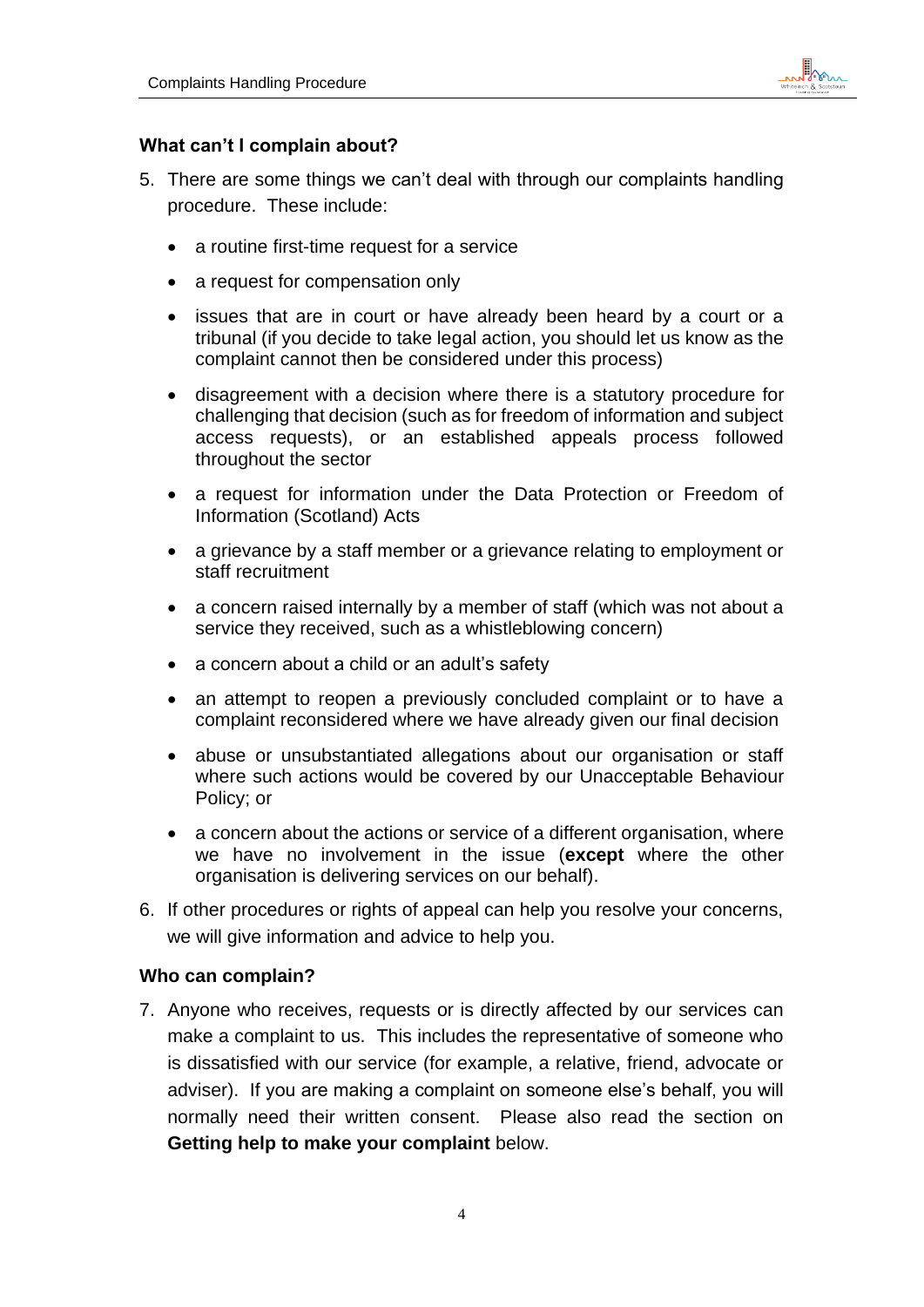### What can't I complain about?

5. There are some things we can't deal with through our complaints handling procedure. These include:

   - a routine first-time request for a service
   - a request for compensation only
   - issues that are in court or have already been heard by a court or a tribunal (if you decide to take legal action, you should let us know as the complaint cannot then be considered under this process)
   - disagreement with a decision where there is a statutory procedure for challenging that decision (such as for freedom of information and subject access requests), or an established appeals process followed throughout the sector
   - a request for information under the Data Protection or Freedom of Information (Scotland) Acts
   - a grievance by a staff member or a grievance relating to employment or staff recruitment
   - a concern raised internally by a member of staff (which was not about a service they received, such as a whistleblowing concern)
   - a concern about a child or an adult's safety
   - an attempt to reopen a previously concluded complaint or to have a complaint reconsidered where we have already given our final decision
   - abuse or unsubstantiated allegations about our organisation or staff where such actions would be covered by our Unacceptable Behaviour Policy; or
   - a concern about the actions or service of a different organisation, where we have no involvement in the issue (**except** where the other organisation is delivering services on our behalf).

6. If other procedures or rights of appeal can help you resolve your concerns, we will give information and advice to help you.

### Who can complain?

7. Anyone who receives, requests or is directly affected by our services can make a complaint to us. This includes the representative of someone who is dissatisfied with our service (for example, a relative, friend, advocate or adviser). If you are making a complaint on someone else's behalf, you will normally need their written consent. Please also read the section on **Getting help to make your complaint** below.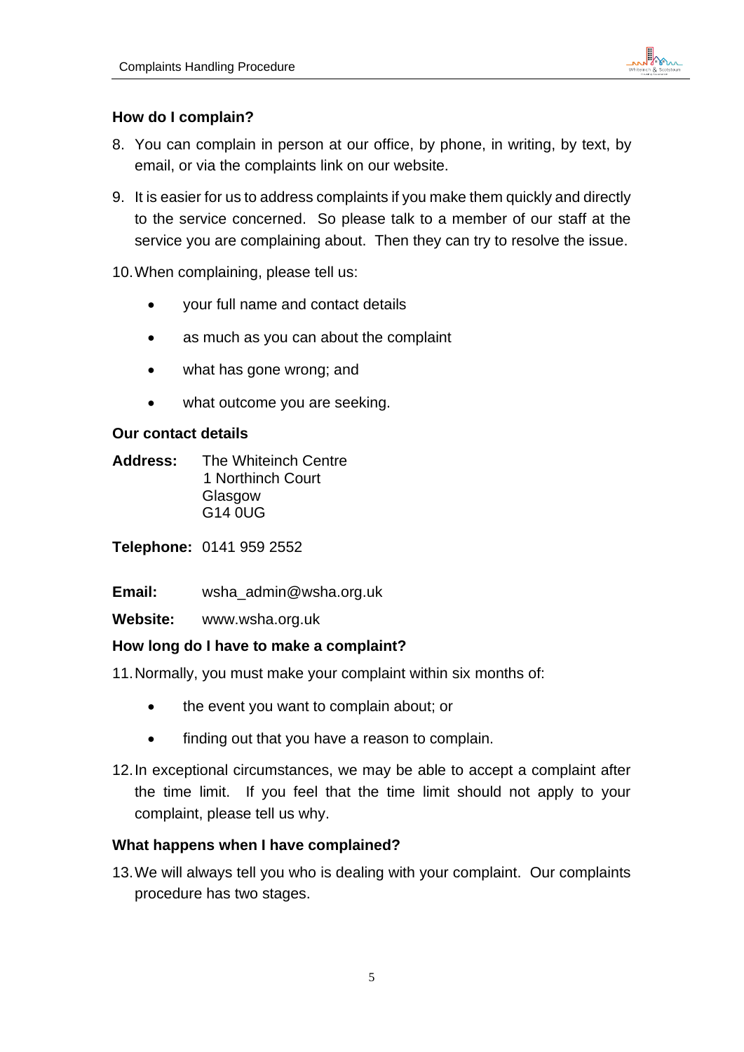### How do I complain?

8. You can complain in person at our office, by phone, in writing, by text, by email, or via the complaints link on our website.

9. It is easier for us to address complaints if you make them quickly and directly to the service concerned. So please talk to a member of our staff at the service you are complaining about. Then they can try to resolve the issue.

10. When complaining, please tell us:

    - your full name and contact details
    - as much as you can about the complaint
    - what has gone wrong; and
    - what outcome you are seeking.

### Our contact details

**Address:** The Whiteinch Centre
1 Northinch Court
Glasgow
G14 0UG

**Telephone:** 0141 959 2552

**Email:** wsha_admin@wsha.org.uk

**Website:** www.wsha.org.uk

### How long do I have to make a complaint?

11. Normally, you must make your complaint within six months of:

    - the event you want to complain about; or
    - finding out that you have a reason to complain.

12. In exceptional circumstances, we may be able to accept a complaint after the time limit. If you feel that the time limit should not apply to your complaint, please tell us why.

### What happens when I have complained?

13. We will always tell you who is dealing with your complaint. Our complaints procedure has two stages.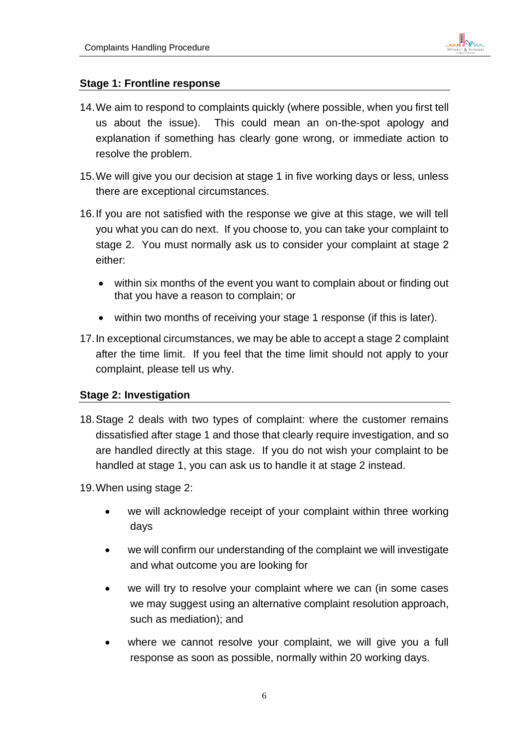### Stage 1: Frontline response

14. We aim to respond to complaints quickly (where possible, when you first tell us about the issue). This could mean an on-the-spot apology and explanation if something has clearly gone wrong, or immediate action to resolve the problem.

15. We will give you our decision at stage 1 in five working days or less, unless there are exceptional circumstances.

16. If you are not satisfied with the response we give at this stage, we will tell you what you can do next. If you choose to, you can take your complaint to stage 2. You must normally ask us to consider your complaint at stage 2 either:

    - within six months of the event you want to complain about or finding out that you have a reason to complain; or
    - within two months of receiving your stage 1 response (if this is later).

17. In exceptional circumstances, we may be able to accept a stage 2 complaint after the time limit. If you feel that the time limit should not apply to your complaint, please tell us why.

### Stage 2: Investigation

18. Stage 2 deals with two types of complaint: where the customer remains dissatisfied after stage 1 and those that clearly require investigation, and so are handled directly at this stage. If you do not wish your complaint to be handled at stage 1, you can ask us to handle it at stage 2 instead.

19. When using stage 2:

    - we will acknowledge receipt of your complaint within three working days
    - we will confirm our understanding of the complaint we will investigate and what outcome you are looking for
    - we will try to resolve your complaint where we can (in some cases we may suggest using an alternative complaint resolution approach, such as mediation); and
    - where we cannot resolve your complaint, we will give you a full response as soon as possible, normally within 20 working days.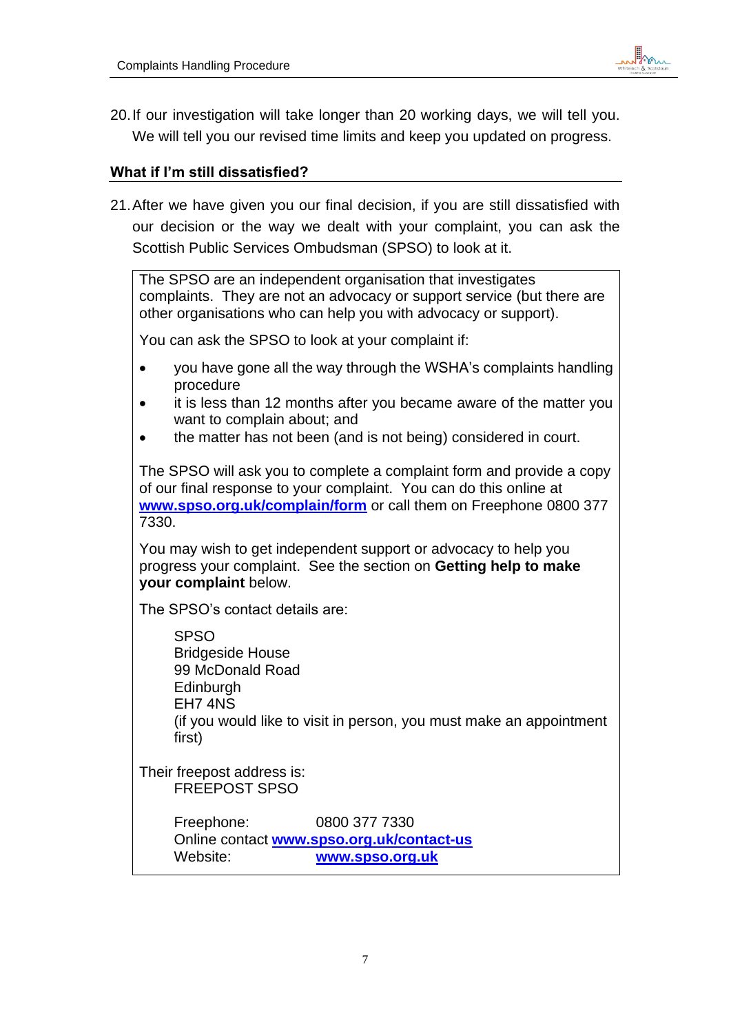20. If our investigation will take longer than 20 working days, we will tell you. We will tell you our revised time limits and keep you updated on progress.

## What if I'm still dissatisfied?

21. After we have given you our final decision, if you are still dissatisfied with our decision or the way we dealt with your complaint, you can ask the Scottish Public Services Ombudsman (SPSO) to look at it.

> The SPSO are an independent organisation that investigates complaints. They are not an advocacy or support service (but there are other organisations who can help you with advocacy or support).
>
> You can ask the SPSO to look at your complaint if:
>
> - you have gone all the way through the WSHA's complaints handling procedure
> - it is less than 12 months after you became aware of the matter you want to complain about; and
> - the matter has not been (and is not being) considered in court.
>
> The SPSO will ask you to complete a complaint form and provide a copy of our final response to your complaint. You can do this online at **www.spso.org.uk/complain/form** or call them on Freephone 0800 377 7330.
>
> You may wish to get independent support or advocacy to help you progress your complaint. See the section on **Getting help to make your complaint** below.
>
> The SPSO's contact details are:
>
> SPSO
> Bridgeside House
> 99 McDonald Road
> Edinburgh
> EH7 4NS
> (if you would like to visit in person, you must make an appointment first)
>
> Their freepost address is:
> FREEPOST SPSO
>
> Freephone: 0800 377 7330
> Online contact **www.spso.org.uk/contact-us**
> Website: **www.spso.org.uk**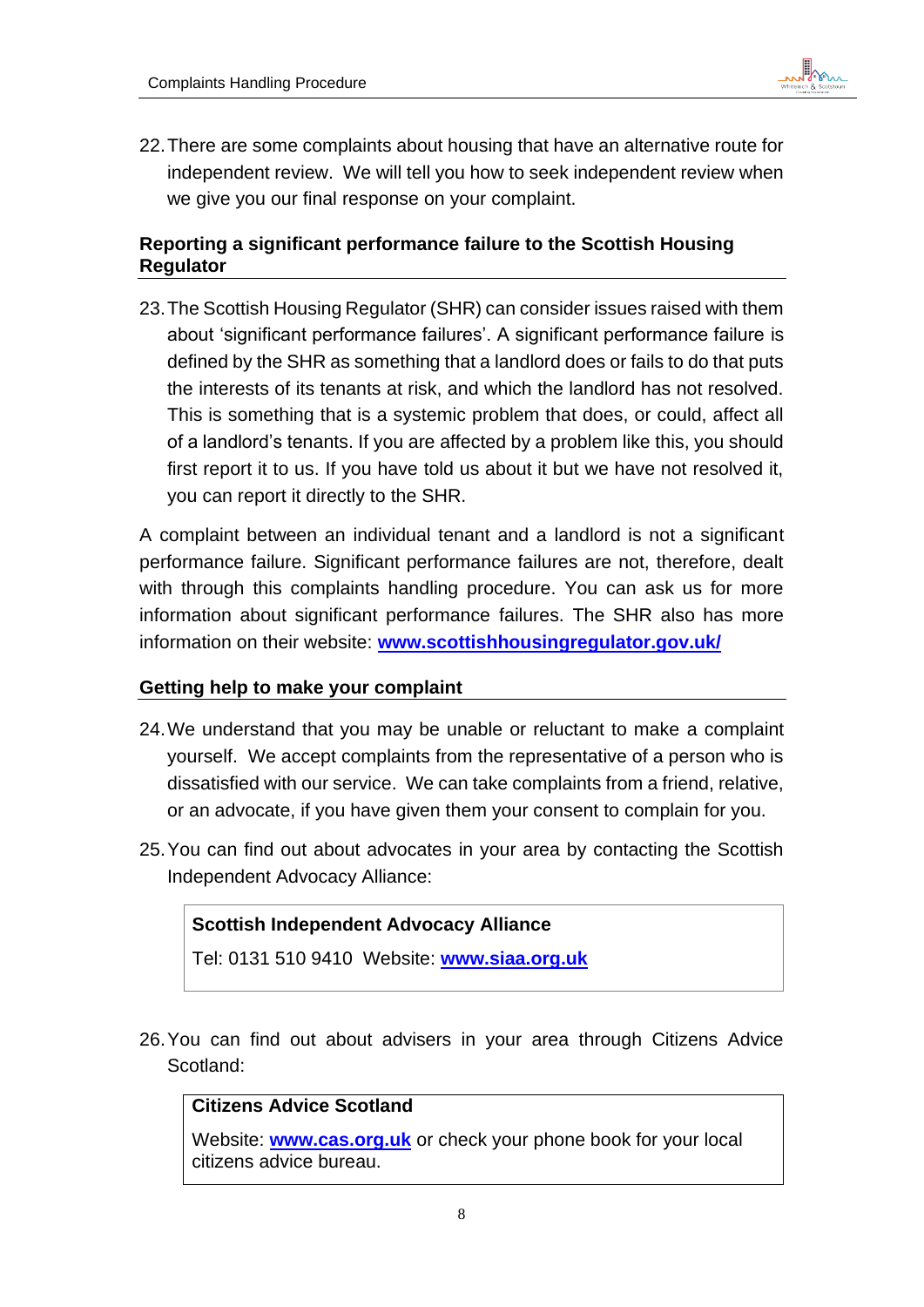22. There are some complaints about housing that have an alternative route for independent review. We will tell you how to seek independent review when we give you our final response on your complaint.

## Reporting a significant performance failure to the Scottish Housing Regulator

23. The Scottish Housing Regulator (SHR) can consider issues raised with them about 'significant performance failures'. A significant performance failure is defined by the SHR as something that a landlord does or fails to do that puts the interests of its tenants at risk, and which the landlord has not resolved. This is something that is a systemic problem that does, or could, affect all of a landlord's tenants. If you are affected by a problem like this, you should first report it to us. If you have told us about it but we have not resolved it, you can report it directly to the SHR.

A complaint between an individual tenant and a landlord is not a significant performance failure. Significant performance failures are not, therefore, dealt with through this complaints handling procedure. You can ask us for more information about significant performance failures. The SHR also has more information on their website: **www.scottishhousingregulator.gov.uk/**

## Getting help to make your complaint

24. We understand that you may be unable or reluctant to make a complaint yourself. We accept complaints from the representative of a person who is dissatisfied with our service. We can take complaints from a friend, relative, or an advocate, if you have given them your consent to complain for you.

25. You can find out about advocates in your area by contacting the Scottish Independent Advocacy Alliance:

> **Scottish Independent Advocacy Alliance**
>
> Tel: 0131 510 9410 Website: **www.siaa.org.uk**

26. You can find out about advisers in your area through Citizens Advice Scotland:

> **Citizens Advice Scotland**
>
> Website: **www.cas.org.uk** or check your phone book for your local citizens advice bureau.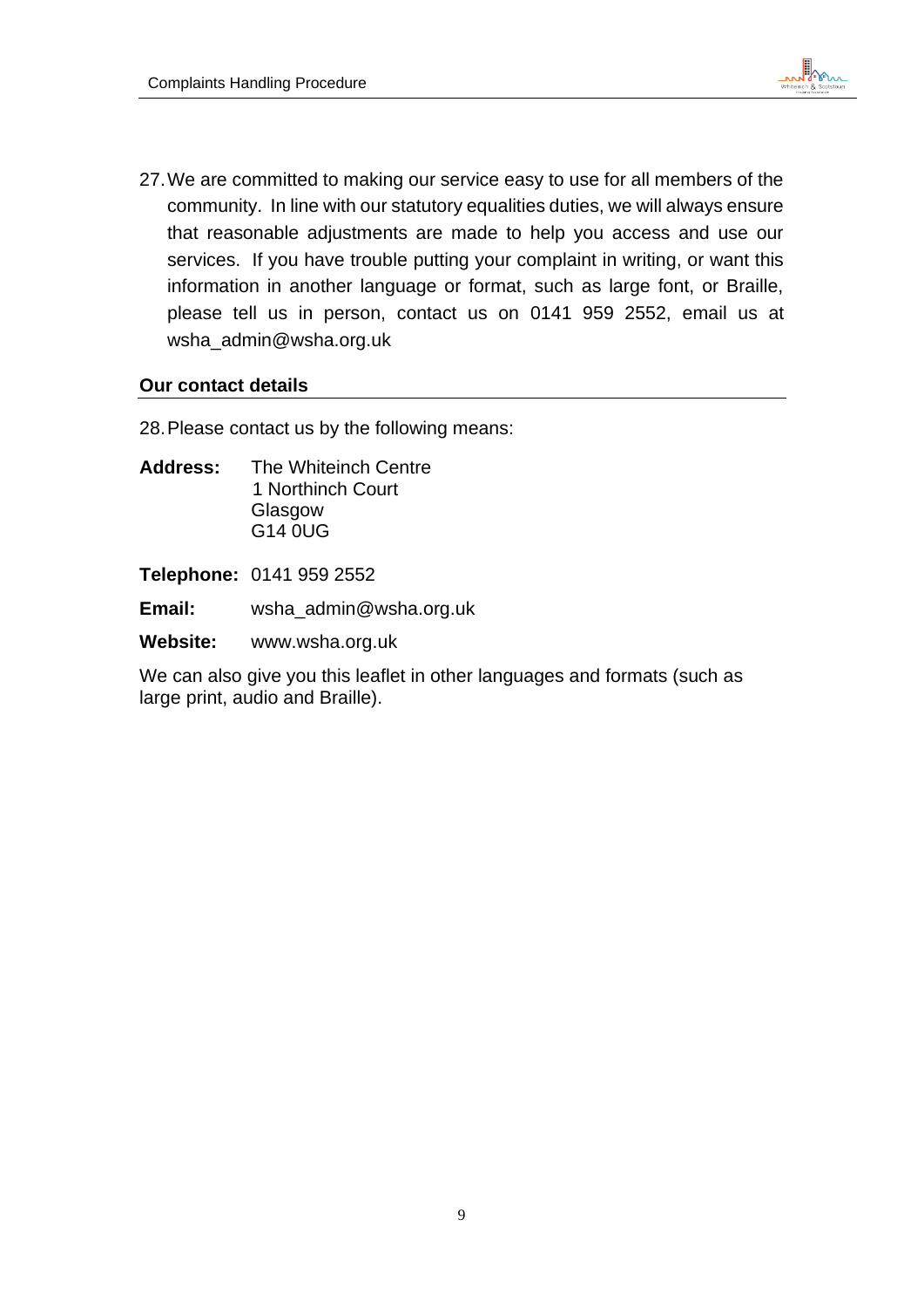27. We are committed to making our service easy to use for all members of the community. In line with our statutory equalities duties, we will always ensure that reasonable adjustments are made to help you access and use our services. If you have trouble putting your complaint in writing, or want this information in another language or format, such as large font, or Braille, please tell us in person, contact us on 0141 959 2552, email us at wsha_admin@wsha.org.uk

## Our contact details

28. Please contact us by the following means:

**Address:** The Whiteinch Centre
1 Northinch Court
Glasgow
G14 0UG

**Telephone:** 0141 959 2552

**Email:** wsha_admin@wsha.org.uk

**Website:** www.wsha.org.uk

We can also give you this leaflet in other languages and formats (such as large print, audio and Braille).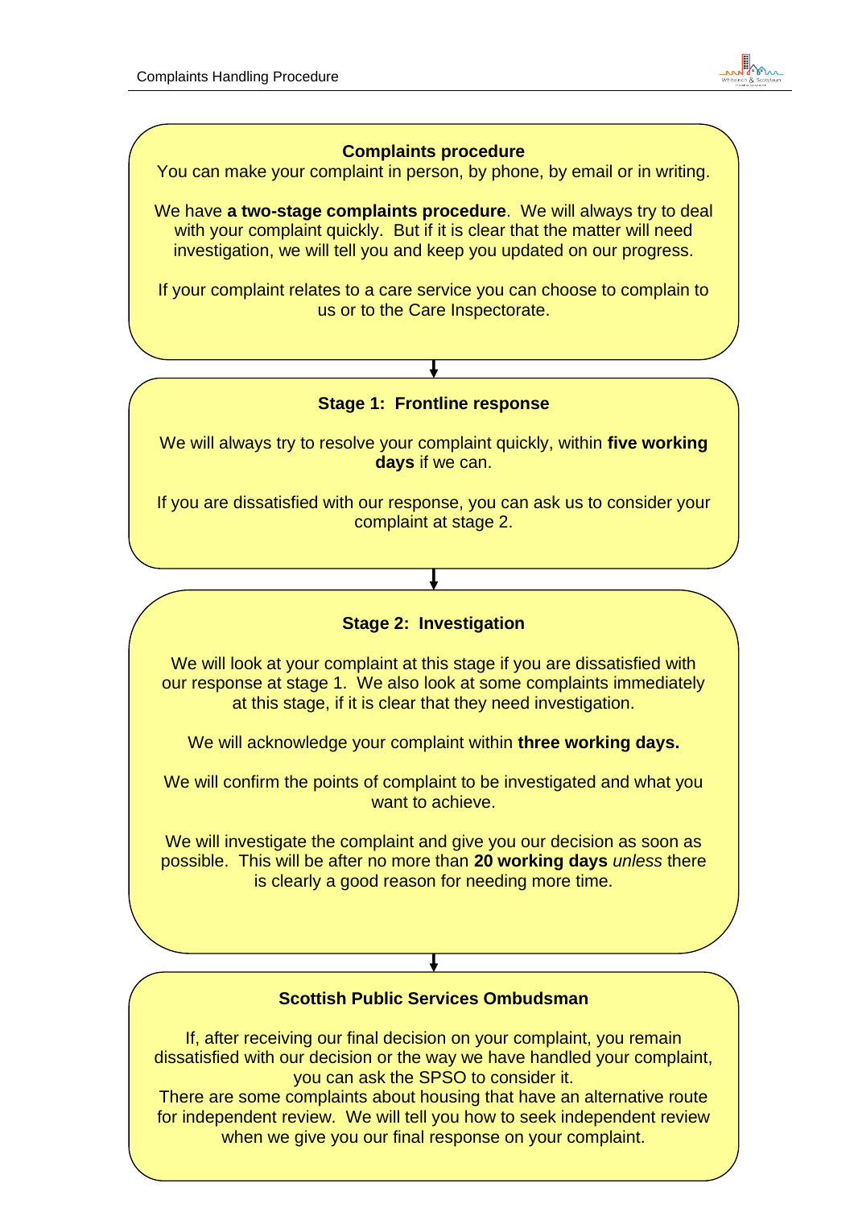## Complaints procedure

You can make your complaint in person, by phone, by email or in writing.

We have **a two-stage complaints procedure**. We will always try to deal with your complaint quickly. But if it is clear that the matter will need investigation, we will tell you and keep you updated on our progress.

If your complaint relates to a care service you can choose to complain to us or to the Care Inspectorate.

## Stage 1: Frontline response

We will always try to resolve your complaint quickly, within **five working days** if we can.

If you are dissatisfied with our response, you can ask us to consider your complaint at stage 2.

## Stage 2: Investigation

We will look at your complaint at this stage if you are dissatisfied with our response at stage 1. We also look at some complaints immediately at this stage, if it is clear that they need investigation.

We will acknowledge your complaint within **three working days.**

We will confirm the points of complaint to be investigated and what you want to achieve.

We will investigate the complaint and give you our decision as soon as possible. This will be after no more than **20 working days** *unless* there is clearly a good reason for needing more time.

## Scottish Public Services Ombudsman

If, after receiving our final decision on your complaint, you remain dissatisfied with our decision or the way we have handled your complaint, you can ask the SPSO to consider it.
There are some complaints about housing that have an alternative route for independent review. We will tell you how to seek independent review when we give you our final response on your complaint.